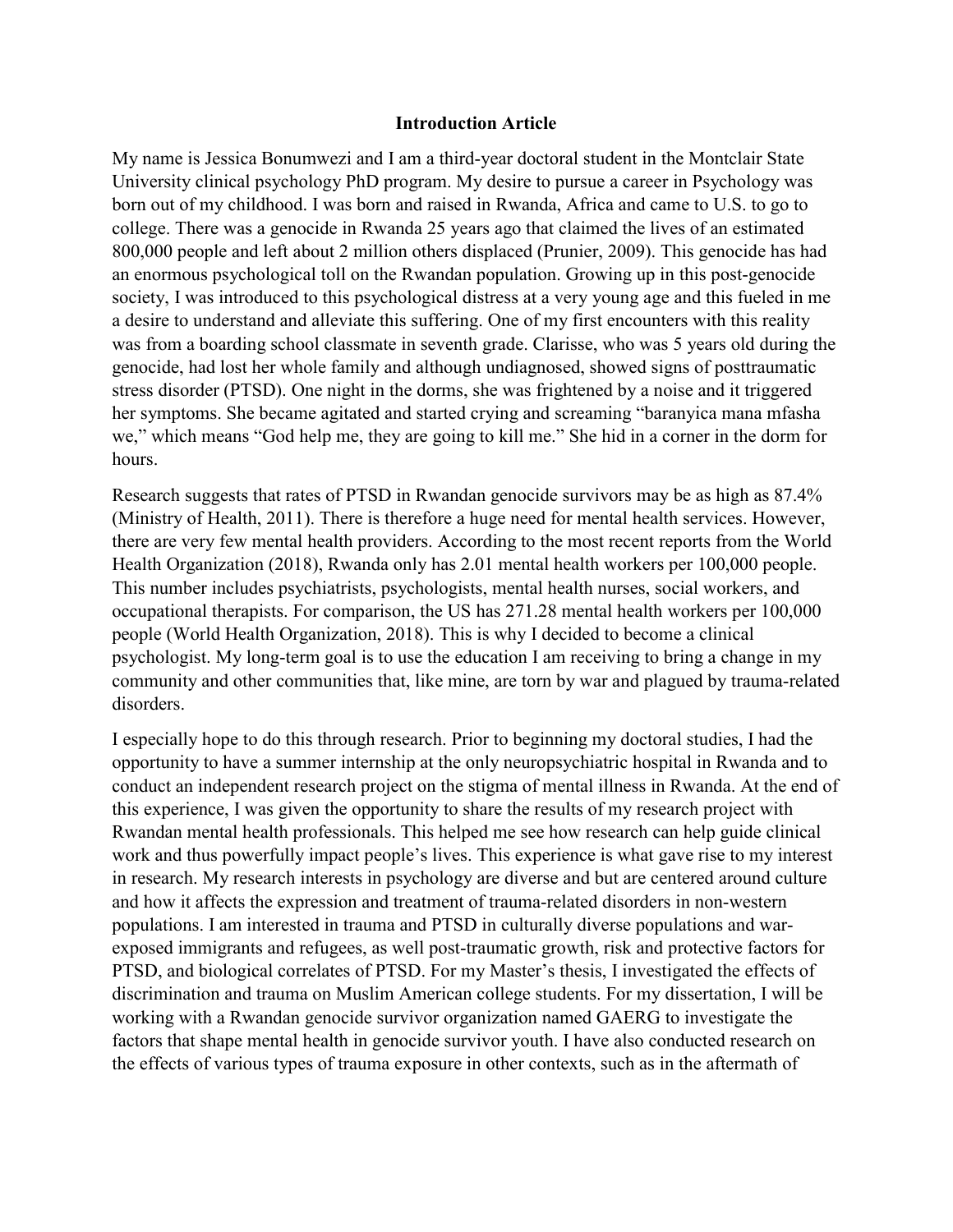**Introduction Article**

My name is Jessica Bonumwezi and I am a third-year doctoral student in the Montclair State University clinical psychology PhD program. My desire to pursue a career in Psychology was born out of my childhood. I was born and raised in Rwanda, Africa and came to U.S. to go to college. There was a genocide in Rwanda 25 years ago that claimed the lives of an estimated 800,000 people and left about 2 million others displaced (Prunier, 2009). This genocide has had an enormous psychological toll on the Rwandan population. Growing up in this post-genocide society, I was introduced to this psychological distress at a very young age and this fueled in me a desire to understand and alleviate this suffering. One of my first encounters with this reality was from a boarding school classmate in seventh grade. Clarisse, who was 5 years old during the genocide, had lost her whole family and although undiagnosed, showed signs of posttraumatic stress disorder (PTSD). One night in the dorms, she was frightened by a noise and it triggered her symptoms. She became agitated and started crying and screaming "baranyica mana mfasha we," which means "God help me, they are going to kill me." She hid in a corner in the dorm for hours.

Research suggests that rates of PTSD in Rwandan genocide survivors may be as high as 87.4% (Ministry of Health, 2011). There is therefore a huge need for mental health services. However, there are very few mental health providers. According to the most recent reports from the World Health Organization (2018), Rwanda only has 2.01 mental health workers per 100,000 people. This number includes psychiatrists, psychologists, mental health nurses, social workers, and occupational therapists. For comparison, the US has 271.28 mental health workers per 100,000 people (World Health Organization, 2018). This is why I decided to become a clinical psychologist. My long-term goal is to use the education I am receiving to bring a change in my community and other communities that, like mine, are torn by war and plagued by trauma-related disorders.

I especially hope to do this through research. Prior to beginning my doctoral studies, I had the opportunity to have a summer internship at the only neuropsychiatric hospital in Rwanda and to conduct an independent research project on the stigma of mental illness in Rwanda. At the end of this experience, I was given the opportunity to share the results of my research project with Rwandan mental health professionals. This helped me see how research can help guide clinical work and thus powerfully impact people's lives. This experience is what gave rise to my interest in research. My research interests in psychology are diverse and but are centered around culture and how it affects the expression and treatment of trauma-related disorders in non-western populations. I am interested in trauma and PTSD in culturally diverse populations and war-exposed immigrants and refugees, as well post-traumatic growth, risk and protective factors for PTSD, and biological correlates of PTSD. For my Master's thesis, I investigated the effects of discrimination and trauma on Muslim American college students. For my dissertation, I will be working with a Rwandan genocide survivor organization named GAERG to investigate the factors that shape mental health in genocide survivor youth. I have also conducted research on the effects of various types of trauma exposure in other contexts, such as in the aftermath of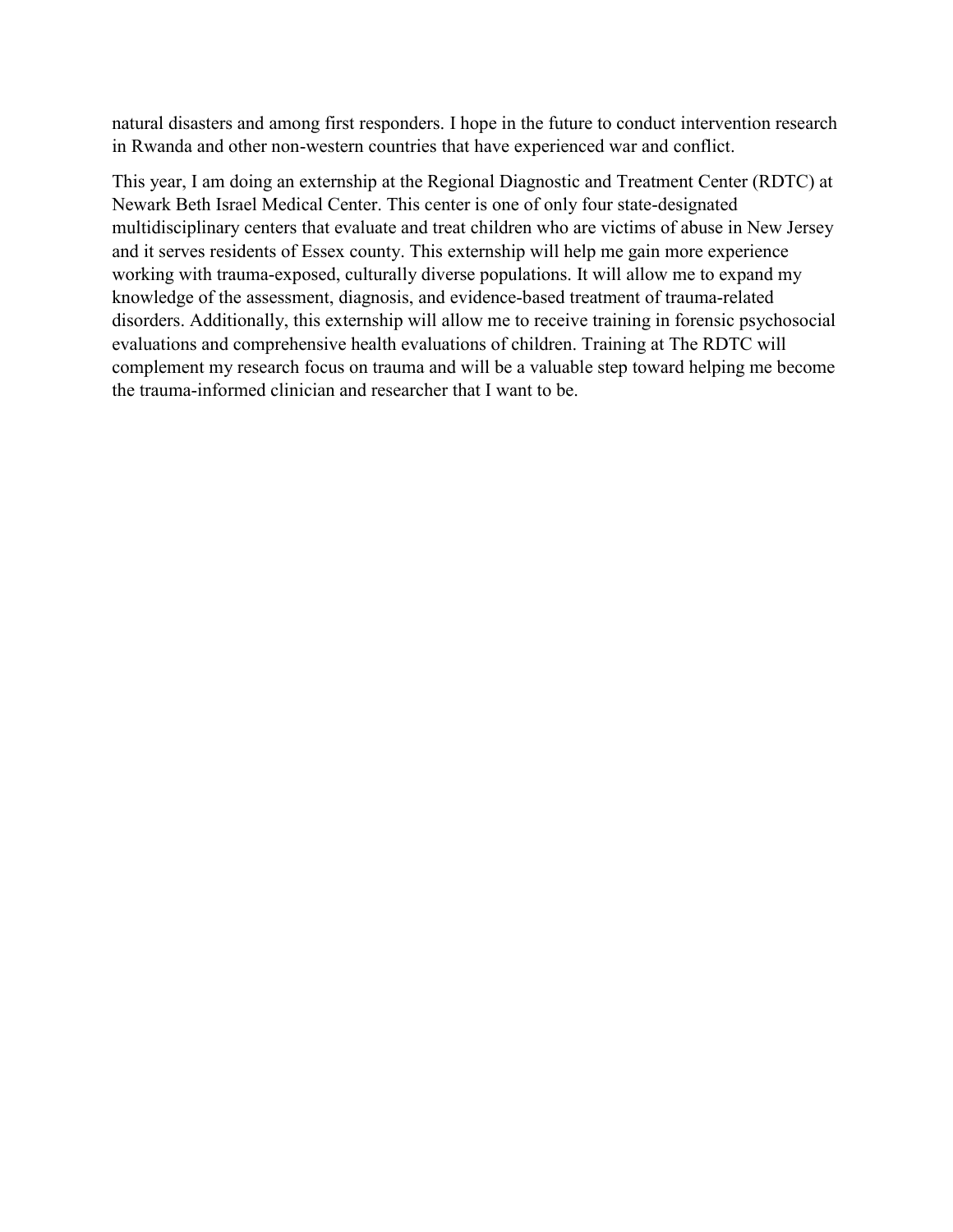natural disasters and among first responders. I hope in the future to conduct intervention research in Rwanda and other non-western countries that have experienced war and conflict.

This year, I am doing an externship at the Regional Diagnostic and Treatment Center (RDTC) at Newark Beth Israel Medical Center. This center is one of only four state-designated multidisciplinary centers that evaluate and treat children who are victims of abuse in New Jersey and it serves residents of Essex county. This externship will help me gain more experience working with trauma-exposed, culturally diverse populations. It will allow me to expand my knowledge of the assessment, diagnosis, and evidence-based treatment of trauma-related disorders. Additionally, this externship will allow me to receive training in forensic psychosocial evaluations and comprehensive health evaluations of children. Training at The RDTC will complement my research focus on trauma and will be a valuable step toward helping me become the trauma-informed clinician and researcher that I want to be.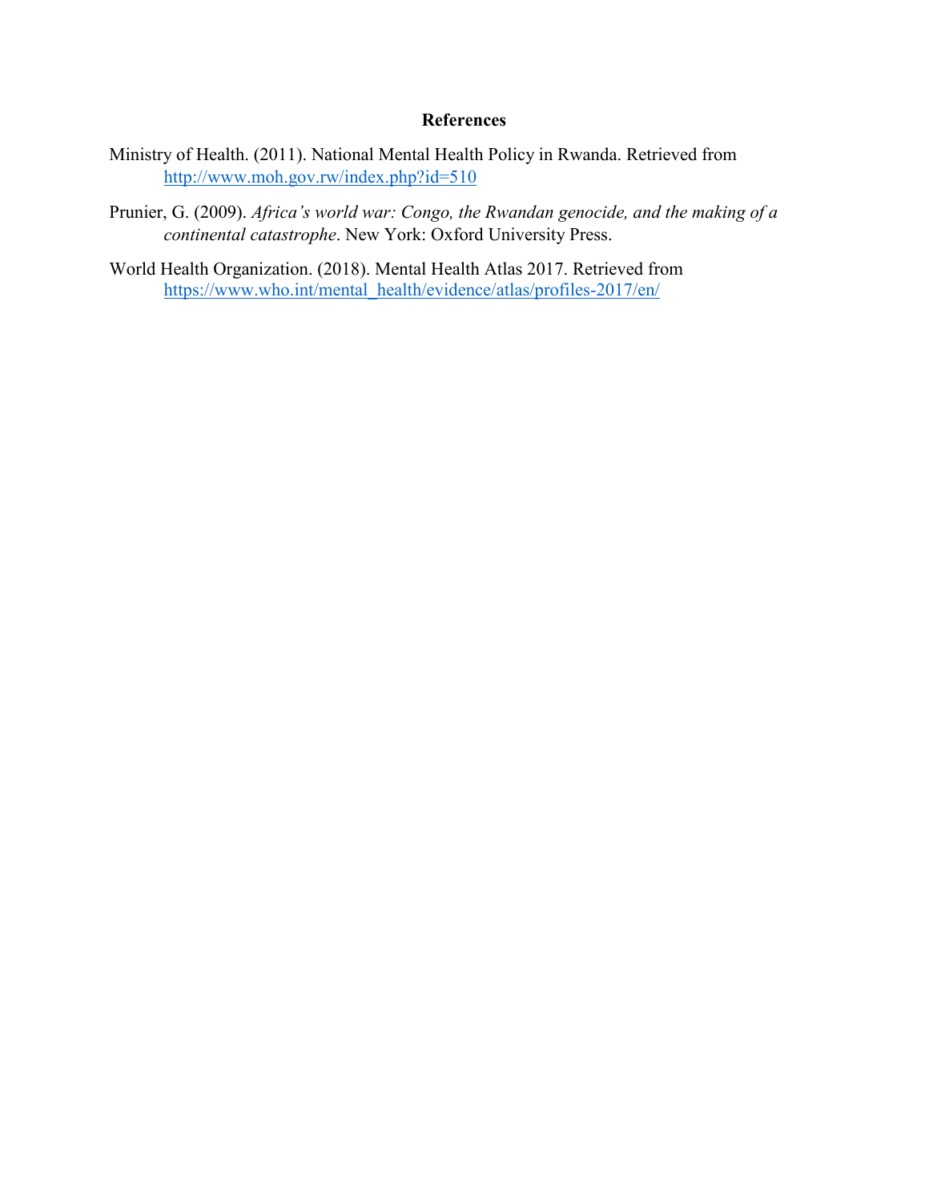# References

Ministry of Health. (2011). National Mental Health Policy in Rwanda. Retrieved from http://www.moh.gov.rw/index.php?id=510

Prunier, G. (2009). *Africa's world war: Congo, the Rwandan genocide, and the making of a continental catastrophe*. New York: Oxford University Press.

World Health Organization. (2018). Mental Health Atlas 2017. Retrieved from https://www.who.int/mental_health/evidence/atlas/profiles-2017/en/